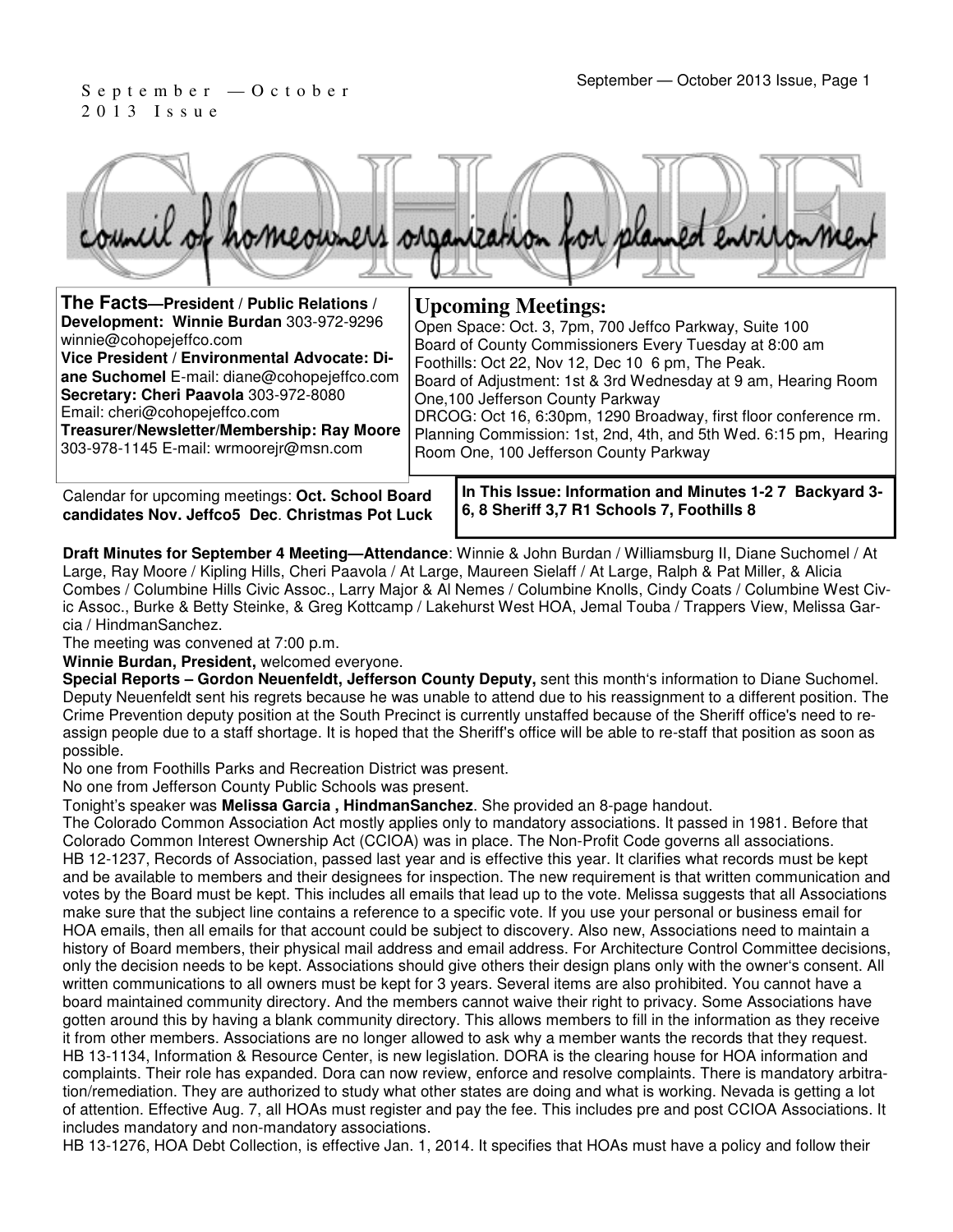September — October 2013 Issue

# COHOPE

council of homeowners organization for planned environment

**The Facts—President / Public Relations / Development: Winnie Burdan** 303-972-9296 winnie@cohopejeffco.com
**Vice President / Environmental Advocate: Diane Suchomel** E-mail: diane@cohopejeffco.com
**Secretary: Cheri Paavola** 303-972-8080 Email: cheri@cohopejeffco.com
**Treasurer/Newsletter/Membership: Ray Moore** 303-978-1145 E-mail: wrmoorejr@msn.com

## Upcoming Meetings:

Open Space: Oct. 3, 7pm, 700 Jeffco Parkway, Suite 100
Board of County Commissioners Every Tuesday at 8:00 am
Foothills: Oct 22, Nov 12, Dec 10 6 pm, The Peak.
Board of Adjustment: 1st & 3rd Wednesday at 9 am, Hearing Room One,100 Jefferson County Parkway
DRCOG: Oct 16, 6:30pm, 1290 Broadway, first floor conference rm.
Planning Commission: 1st, 2nd, 4th, and 5th Wed. 6:15 pm, Hearing Room One, 100 Jefferson County Parkway

Calendar for upcoming meetings: **Oct. School Board candidates Nov. Jeffco5 Dec. Christmas Pot Luck**

**In This Issue: Information and Minutes 1-2 7 Backyard 3-6, 8 Sheriff 3,7 R1 Schools 7, Foothills 8**

**Draft Minutes for September 4 Meeting—Attendance**: Winnie & John Burdan / Williamsburg II, Diane Suchomel / At Large, Ray Moore / Kipling Hills, Cheri Paavola / At Large, Maureen Sielaff / At Large, Ralph & Pat Miller, & Alicia Combes / Columbine Hills Civic Assoc., Larry Major & Al Nemes / Columbine Knolls, Cindy Coats / Columbine West Civic Assoc., Burke & Betty Steinke, & Greg Kottcamp / Lakehurst West HOA, Jemal Touba / Trappers View, Melissa Garcia / HindmanSanchez.

The meeting was convened at 7:00 p.m.

**Winnie Burdan, President,** welcomed everyone.

**Special Reports – Gordon Neuenfeldt, Jefferson County Deputy,** sent this month's information to Diane Suchomel. Deputy Neuenfeldt sent his regrets because he was unable to attend due to his reassignment to a different position. The Crime Prevention deputy position at the South Precinct is currently unstaffed because of the Sheriff office's need to reassign people due to a staff shortage. It is hoped that the Sheriff's office will be able to re-staff that position as soon as possible.

No one from Foothills Parks and Recreation District was present.

No one from Jefferson County Public Schools was present.

Tonight's speaker was **Melissa Garcia , HindmanSanchez**. She provided an 8-page handout.

The Colorado Common Association Act mostly applies only to mandatory associations. It passed in 1981. Before that Colorado Common Interest Ownership Act (CCIOA) was in place. The Non-Profit Code governs all associations.

HB 12-1237, Records of Association, passed last year and is effective this year. It clarifies what records must be kept and be available to members and their designees for inspection. The new requirement is that written communication and votes by the Board must be kept. This includes all emails that lead up to the vote. Melissa suggests that all Associations make sure that the subject line contains a reference to a specific vote. If you use your personal or business email for HOA emails, then all emails for that account could be subject to discovery. Also new, Associations need to maintain a history of Board members, their physical mail address and email address. For Architecture Control Committee decisions, only the decision needs to be kept. Associations should give others their design plans only with the owner's consent. All written communications to all owners must be kept for 3 years. Several items are also prohibited. You cannot have a board maintained community directory. And the members cannot waive their right to privacy. Some Associations have gotten around this by having a blank community directory. This allows members to fill in the information as they receive it from other members. Associations are no longer allowed to ask why a member wants the records that they request.

HB 13-1134, Information & Resource Center, is new legislation. DORA is the clearing house for HOA information and complaints. Their role has expanded. Dora can now review, enforce and resolve complaints. There is mandatory arbitration/remediation. They are authorized to study what other states are doing and what is working. Nevada is getting a lot of attention. Effective Aug. 7, all HOAs must register and pay the fee. This includes pre and post CCIOA Associations. It includes mandatory and non-mandatory associations.

HB 13-1276, HOA Debt Collection, is effective Jan. 1, 2014. It specifies that HOAs must have a policy and follow their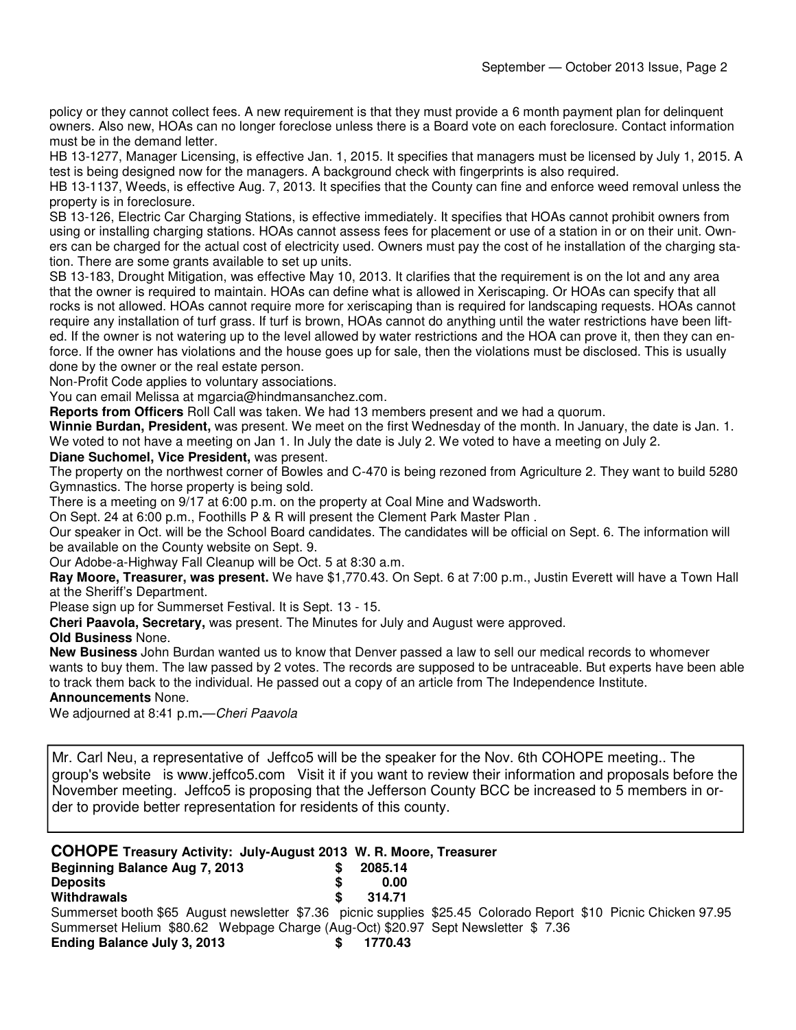policy or they cannot collect fees. A new requirement is that they must provide a 6 month payment plan for delinquent owners. Also new, HOAs can no longer foreclose unless there is a Board vote on each foreclosure. Contact information must be in the demand letter.

HB 13-1277, Manager Licensing, is effective Jan. 1, 2015. It specifies that managers must be licensed by July 1, 2015. A test is being designed now for the managers. A background check with fingerprints is also required.

HB 13-1137, Weeds, is effective Aug. 7, 2013. It specifies that the County can fine and enforce weed removal unless the property is in foreclosure.

SB 13-126, Electric Car Charging Stations, is effective immediately. It specifies that HOAs cannot prohibit owners from using or installing charging stations. HOAs cannot assess fees for placement or use of a station in or on their unit. Owners can be charged for the actual cost of electricity used. Owners must pay the cost of he installation of the charging station. There are some grants available to set up units.

SB 13-183, Drought Mitigation, was effective May 10, 2013. It clarifies that the requirement is on the lot and any area that the owner is required to maintain. HOAs can define what is allowed in Xeriscaping. Or HOAs can specify that all rocks is not allowed. HOAs cannot require more for xeriscaping than is required for landscaping requests. HOAs cannot require any installation of turf grass. If turf is brown, HOAs cannot do anything until the water restrictions have been lifted. If the owner is not watering up to the level allowed by water restrictions and the HOA can prove it, then they can enforce. If the owner has violations and the house goes up for sale, then the violations must be disclosed. This is usually done by the owner or the real estate person.

Non-Profit Code applies to voluntary associations.

You can email Melissa at mgarcia@hindmansanchez.com.

**Reports from Officers** Roll Call was taken. We had 13 members present and we had a quorum.

**Winnie Burdan, President,** was present. We meet on the first Wednesday of the month. In January, the date is Jan. 1. We voted to not have a meeting on Jan 1. In July the date is July 2. We voted to have a meeting on July 2.

**Diane Suchomel, Vice President,** was present.

The property on the northwest corner of Bowles and C-470 is being rezoned from Agriculture 2. They want to build 5280 Gymnastics. The horse property is being sold.

There is a meeting on 9/17 at 6:00 p.m. on the property at Coal Mine and Wadsworth.

On Sept. 24 at 6:00 p.m., Foothills P & R will present the Clement Park Master Plan .

Our speaker in Oct. will be the School Board candidates. The candidates will be official on Sept. 6. The information will be available on the County website on Sept. 9.

Our Adobe-a-Highway Fall Cleanup will be Oct. 5 at 8:30 a.m.

**Ray Moore, Treasurer, was present.** We have $1,770.43. On Sept. 6 at 7:00 p.m., Justin Everett will have a Town Hall at the Sheriff's Department.

Please sign up for Summerset Festival. It is Sept. 13 - 15.

**Cheri Paavola, Secretary,** was present. The Minutes for July and August were approved.

**Old Business** None.

**New Business** John Burdan wanted us to know that Denver passed a law to sell our medical records to whomever wants to buy them. The law passed by 2 votes. The records are supposed to be untraceable. But experts have been able to track them back to the individual. He passed out a copy of an article from The Independence Institute.

**Announcements** None.

We adjourned at 8:41 p.m.—*Cheri Paavola*

Mr. Carl Neu, a representative of Jeffco5 will be the speaker for the Nov. 6th COHOPE meeting.. The group's website is www.jeffco5.com Visit it if you want to review their information and proposals before the November meeting. Jeffco5 is proposing that the Jefferson County BCC be increased to 5 members in order to provide better representation for residents of this county.

**COHOPE Treasury Activity: July-August 2013 W. R. Moore, Treasurer**

| | | |
|---|---|---|
| **Beginning Balance Aug 7, 2013** | **$** | **2085.14** |
| **Deposits** | **$** | **0.00** |
| **Withdrawals** | **$** | **314.71** |

Summerset booth $65 August newsletter $7.36 picnic supplies $25.45 Colorado Report $10 Picnic Chicken 97.95 Summerset Helium $80.62 Webpage Charge (Aug-Oct) $20.97 Sept Newsletter $ 7.36

| | | |
|---|---|---|
| **Ending Balance July 3, 2013** | **$** | **1770.43** |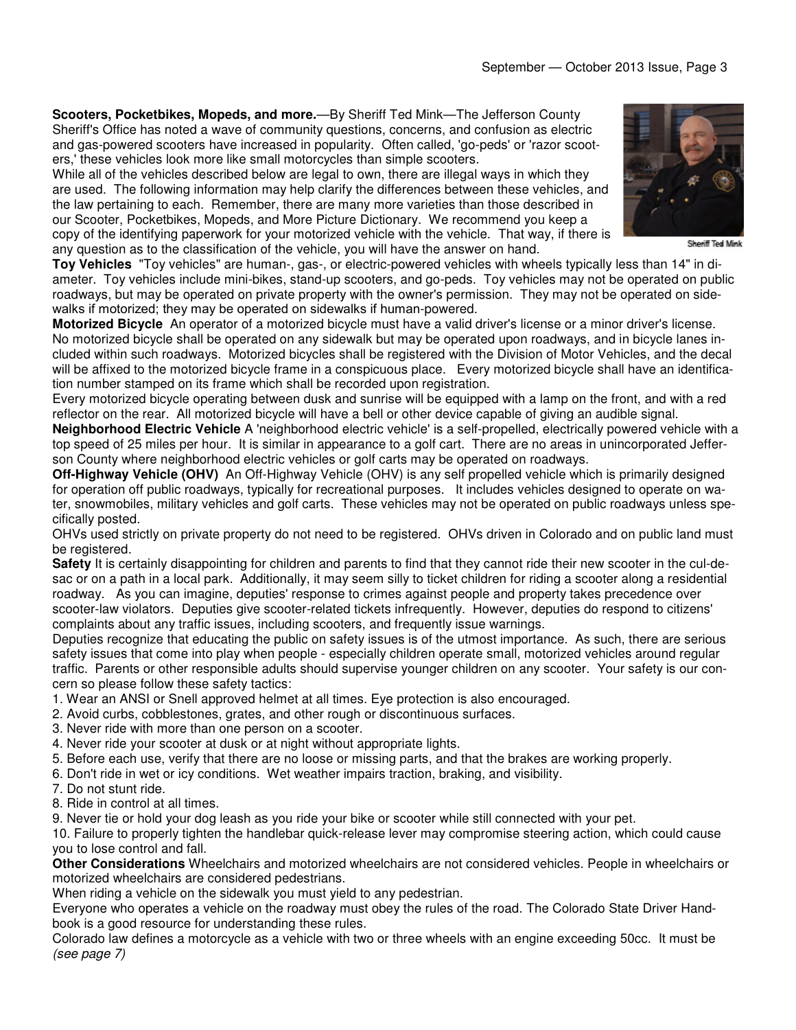**Scooters, Pocketbikes, Mopeds, and more.**—By Sheriff Ted Mink—The Jefferson County Sheriff's Office has noted a wave of community questions, concerns, and confusion as electric and gas-powered scooters have increased in popularity. Often called, 'go-peds' or 'razor scooters,' these vehicles look more like small motorcycles than simple scooters.

While all of the vehicles described below are legal to own, there are illegal ways in which they are used. The following information may help clarify the differences between these vehicles, and the law pertaining to each. Remember, there are many more varieties than those described in our Scooter, Pocketbikes, Mopeds, and More Picture Dictionary. We recommend you keep a copy of the identifying paperwork for your motorized vehicle with the vehicle. That way, if there is any question as to the classification of the vehicle, you will have the answer on hand.

Sheriff Ted Mink

**Toy Vehicles** "Toy vehicles" are human-, gas-, or electric-powered vehicles with wheels typically less than 14" in diameter. Toy vehicles include mini-bikes, stand-up scooters, and go-peds. Toy vehicles may not be operated on public roadways, but may be operated on private property with the owner's permission. They may not be operated on sidewalks if motorized; they may be operated on sidewalks if human-powered.

**Motorized Bicycle** An operator of a motorized bicycle must have a valid driver's license or a minor driver's license. No motorized bicycle shall be operated on any sidewalk but may be operated upon roadways, and in bicycle lanes included within such roadways. Motorized bicycles shall be registered with the Division of Motor Vehicles, and the decal will be affixed to the motorized bicycle frame in a conspicuous place. Every motorized bicycle shall have an identification number stamped on its frame which shall be recorded upon registration.

Every motorized bicycle operating between dusk and sunrise will be equipped with a lamp on the front, and with a red reflector on the rear. All motorized bicycle will have a bell or other device capable of giving an audible signal.

**Neighborhood Electric Vehicle** A 'neighborhood electric vehicle' is a self-propelled, electrically powered vehicle with a top speed of 25 miles per hour. It is similar in appearance to a golf cart. There are no areas in unincorporated Jefferson County where neighborhood electric vehicles or golf carts may be operated on roadways.

**Off-Highway Vehicle (OHV)** An Off-Highway Vehicle (OHV) is any self propelled vehicle which is primarily designed for operation off public roadways, typically for recreational purposes. It includes vehicles designed to operate on water, snowmobiles, military vehicles and golf carts. These vehicles may not be operated on public roadways unless specifically posted.

OHVs used strictly on private property do not need to be registered. OHVs driven in Colorado and on public land must be registered.

**Safety** It is certainly disappointing for children and parents to find that they cannot ride their new scooter in the cul-de-sac or on a path in a local park. Additionally, it may seem silly to ticket children for riding a scooter along a residential roadway. As you can imagine, deputies' response to crimes against people and property takes precedence over scooter-law violators. Deputies give scooter-related tickets infrequently. However, deputies do respond to citizens' complaints about any traffic issues, including scooters, and frequently issue warnings.

Deputies recognize that educating the public on safety issues is of the utmost importance. As such, there are serious safety issues that come into play when people - especially children operate small, motorized vehicles around regular traffic. Parents or other responsible adults should supervise younger children on any scooter. Your safety is our concern so please follow these safety tactics:

1. Wear an ANSI or Snell approved helmet at all times. Eye protection is also encouraged.
2. Avoid curbs, cobblestones, grates, and other rough or discontinuous surfaces.
3. Never ride with more than one person on a scooter.
4. Never ride your scooter at dusk or at night without appropriate lights.
5. Before each use, verify that there are no loose or missing parts, and that the brakes are working properly.
6. Don't ride in wet or icy conditions. Wet weather impairs traction, braking, and visibility.
7. Do not stunt ride.
8. Ride in control at all times.
9. Never tie or hold your dog leash as you ride your bike or scooter while still connected with your pet.
10. Failure to properly tighten the handlebar quick-release lever may compromise steering action, which could cause you to lose control and fall.

**Other Considerations** Wheelchairs and motorized wheelchairs are not considered vehicles. People in wheelchairs or motorized wheelchairs are considered pedestrians.

When riding a vehicle on the sidewalk you must yield to any pedestrian.

Everyone who operates a vehicle on the roadway must obey the rules of the road. The Colorado State Driver Handbook is a good resource for understanding these rules.

Colorado law defines a motorcycle as a vehicle with two or three wheels with an engine exceeding 50cc. It must be *(see page 7)*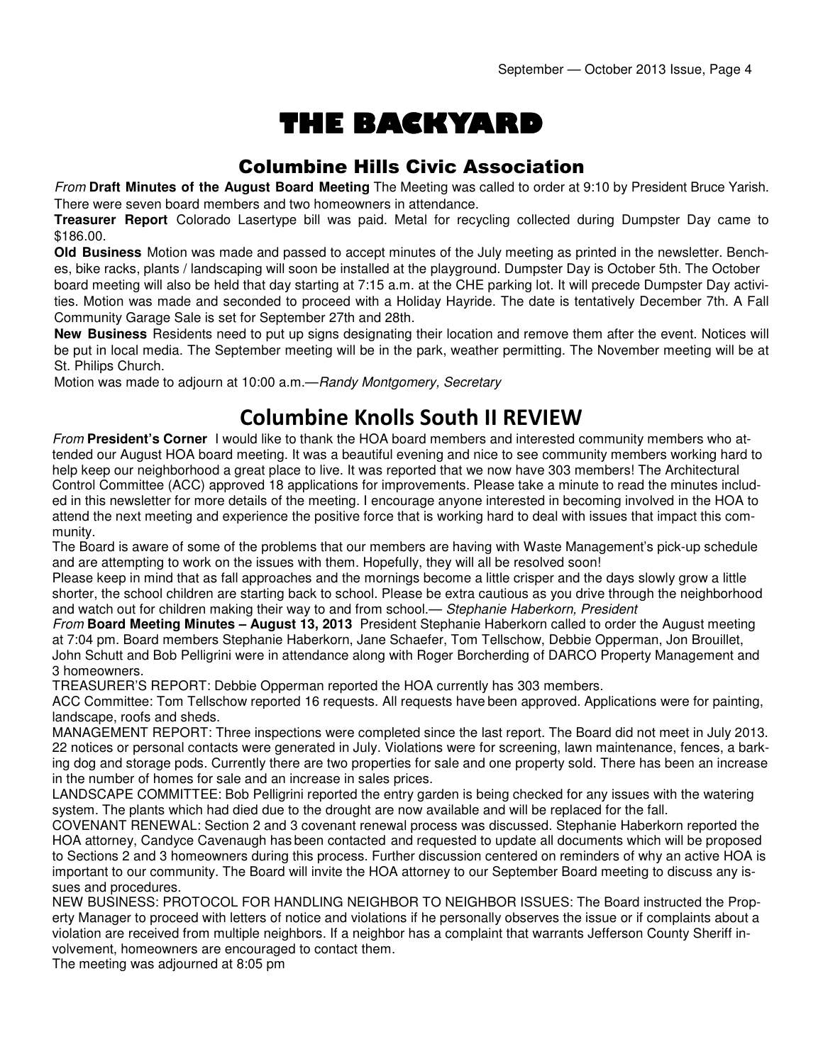# THE BACKYARD

## Columbine Hills Civic Association

*From* **Draft Minutes of the August Board Meeting** The Meeting was called to order at 9:10 by President Bruce Yarish. There were seven board members and two homeowners in attendance.

**Treasurer Report** Colorado Lasertype bill was paid. Metal for recycling collected during Dumpster Day came to $186.00.

**Old Business** Motion was made and passed to accept minutes of the July meeting as printed in the newsletter. Benches, bike racks, plants / landscaping will soon be installed at the playground. Dumpster Day is October 5th. The October board meeting will also be held that day starting at 7:15 a.m. at the CHE parking lot. It will precede Dumpster Day activities. Motion was made and seconded to proceed with a Holiday Hayride. The date is tentatively December 7th. A Fall Community Garage Sale is set for September 27th and 28th.

**New Business** Residents need to put up signs designating their location and remove them after the event. Notices will be put in local media. The September meeting will be in the park, weather permitting. The November meeting will be at St. Philips Church.

Motion was made to adjourn at 10:00 a.m.—*Randy Montgomery, Secretary*

## Columbine Knolls South II REVIEW

*From* **President's Corner** I would like to thank the HOA board members and interested community members who attended our August HOA board meeting. It was a beautiful evening and nice to see community members working hard to help keep our neighborhood a great place to live. It was reported that we now have 303 members! The Architectural Control Committee (ACC) approved 18 applications for improvements. Please take a minute to read the minutes included in this newsletter for more details of the meeting. I encourage anyone interested in becoming involved in the HOA to attend the next meeting and experience the positive force that is working hard to deal with issues that impact this community.

The Board is aware of some of the problems that our members are having with Waste Management's pick-up schedule and are attempting to work on the issues with them. Hopefully, they will all be resolved soon!

Please keep in mind that as fall approaches and the mornings become a little crisper and the days slowly grow a little shorter, the school children are starting back to school. Please be extra cautious as you drive through the neighborhood and watch out for children making their way to and from school.— *Stephanie Haberkorn, President*

*From* **Board Meeting Minutes – August 13, 2013** President Stephanie Haberkorn called to order the August meeting at 7:04 pm. Board members Stephanie Haberkorn, Jane Schaefer, Tom Tellschow, Debbie Opperman, Jon Brouillet, John Schutt and Bob Pelligrini were in attendance along with Roger Borcherding of DARCO Property Management and 3 homeowners.

TREASURER'S REPORT: Debbie Opperman reported the HOA currently has 303 members.

ACC Committee: Tom Tellschow reported 16 requests. All requests have been approved. Applications were for painting, landscape, roofs and sheds.

MANAGEMENT REPORT: Three inspections were completed since the last report. The Board did not meet in July 2013. 22 notices or personal contacts were generated in July. Violations were for screening, lawn maintenance, fences, a barking dog and storage pods. Currently there are two properties for sale and one property sold. There has been an increase in the number of homes for sale and an increase in sales prices.

LANDSCAPE COMMITTEE: Bob Pelligrini reported the entry garden is being checked for any issues with the watering system. The plants which had died due to the drought are now available and will be replaced for the fall.

COVENANT RENEWAL: Section 2 and 3 covenant renewal process was discussed. Stephanie Haberkorn reported the HOA attorney, Candyce Cavenaugh has been contacted and requested to update all documents which will be proposed to Sections 2 and 3 homeowners during this process. Further discussion centered on reminders of why an active HOA is important to our community. The Board will invite the HOA attorney to our September Board meeting to discuss any issues and procedures.

NEW BUSINESS: PROTOCOL FOR HANDLING NEIGHBOR TO NEIGHBOR ISSUES: The Board instructed the Property Manager to proceed with letters of notice and violations if he personally observes the issue or if complaints about a violation are received from multiple neighbors. If a neighbor has a complaint that warrants Jefferson County Sheriff involvement, homeowners are encouraged to contact them.

The meeting was adjourned at 8:05 pm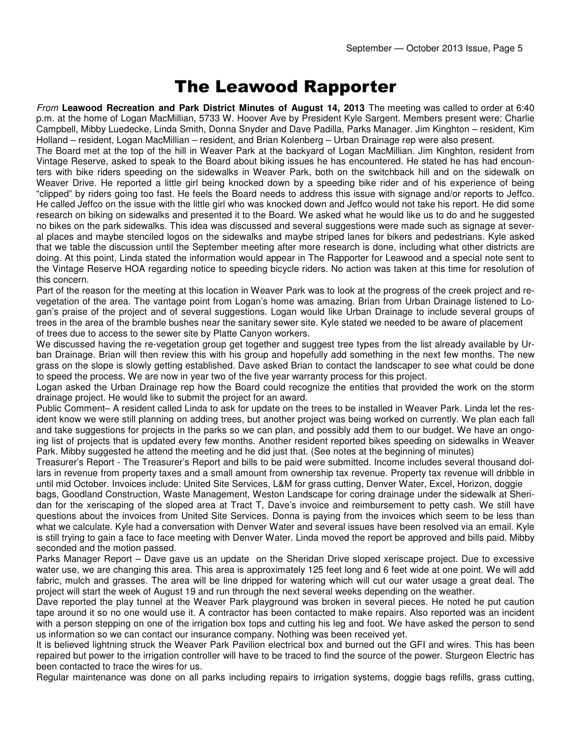# The Leawood Rapporter

*From* **Leawood Recreation and Park District Minutes of August 14, 2013** The meeting was called to order at 6:40 p.m. at the home of Logan MacMillian, 5733 W. Hoover Ave by President Kyle Sargent. Members present were: Charlie Campbell, Mibby Luedecke, Linda Smith, Donna Snyder and Dave Padilla, Parks Manager. Jim Kinghton – resident, Kim Holland – resident, Logan MacMillian – resident, and Brian Kolenberg – Urban Drainage rep were also present.

The Board met at the top of the hill in Weaver Park at the backyard of Logan MacMillian. Jim Kinghton, resident from Vintage Reserve, asked to speak to the Board about biking issues he has encountered. He stated he has had encounters with bike riders speeding on the sidewalks in Weaver Park, both on the switchback hill and on the sidewalk on Weaver Drive. He reported a little girl being knocked down by a speeding bike rider and of his experience of being "clipped" by riders going too fast. He feels the Board needs to address this issue with signage and/or reports to Jeffco. He called Jeffco on the issue with the little girl who was knocked down and Jeffco would not take his report. He did some research on biking on sidewalks and presented it to the Board. We asked what he would like us to do and he suggested no bikes on the park sidewalks. This idea was discussed and several suggestions were made such as signage at several places and maybe stenciled logos on the sidewalks and maybe striped lanes for bikers and pedestrians. Kyle asked that we table the discussion until the September meeting after more research is done, including what other districts are doing. At this point, Linda stated the information would appear in The Rapporter for Leawood and a special note sent to the Vintage Reserve HOA regarding notice to speeding bicycle riders. No action was taken at this time for resolution of this concern.

Part of the reason for the meeting at this location in Weaver Park was to look at the progress of the creek project and re-vegetation of the area. The vantage point from Logan's home was amazing. Brian from Urban Drainage listened to Logan's praise of the project and of several suggestions. Logan would like Urban Drainage to include several groups of trees in the area of the bramble bushes near the sanitary sewer site. Kyle stated we needed to be aware of placement of trees due to access to the sewer site by Platte Canyon workers.

We discussed having the re-vegetation group get together and suggest tree types from the list already available by Urban Drainage. Brian will then review this with his group and hopefully add something in the next few months. The new grass on the slope is slowly getting established. Dave asked Brian to contact the landscaper to see what could be done to speed the process. We are now in year two of the five year warranty process for this project.

Logan asked the Urban Drainage rep how the Board could recognize the entities that provided the work on the storm drainage project. He would like to submit the project for an award.

Public Comment– A resident called Linda to ask for update on the trees to be installed in Weaver Park. Linda let the resident know we were still planning on adding trees, but another project was being worked on currently. We plan each fall and take suggestions for projects in the parks so we can plan, and possibly add them to our budget. We have an ongoing list of projects that is updated every few months. Another resident reported bikes speeding on sidewalks in Weaver Park. Mibby suggested he attend the meeting and he did just that. (See notes at the beginning of minutes)

Treasurer's Report - The Treasurer's Report and bills to be paid were submitted. Income includes several thousand dollars in revenue from property taxes and a small amount from ownership tax revenue. Property tax revenue will dribble in until mid October. Invoices include: United Site Services, L&M for grass cutting, Denver Water, Excel, Horizon, doggie bags, Goodland Construction, Waste Management, Weston Landscape for coring drainage under the sidewalk at Sheridan for the xeriscaping of the sloped area at Tract T, Dave's invoice and reimbursement to petty cash. We still have questions about the invoices from United Site Services. Donna is paying from the invoices which seem to be less than what we calculate. Kyle had a conversation with Denver Water and several issues have been resolved via an email. Kyle is still trying to gain a face to face meeting with Denver Water. Linda moved the report be approved and bills paid. Mibby seconded and the motion passed.

Parks Manager Report – Dave gave us an update on the Sheridan Drive sloped xeriscape project. Due to excessive water use, we are changing this area. This area is approximately 125 feet long and 6 feet wide at one point. We will add fabric, mulch and grasses. The area will be line dripped for watering which will cut our water usage a great deal. The project will start the week of August 19 and run through the next several weeks depending on the weather.

Dave reported the play tunnel at the Weaver Park playground was broken in several pieces. He noted he put caution tape around it so no one would use it. A contractor has been contacted to make repairs. Also reported was an incident with a person stepping on one of the irrigation box tops and cutting his leg and foot. We have asked the person to send us information so we can contact our insurance company. Nothing was been received yet.

It is believed lightning struck the Weaver Park Pavilion electrical box and burned out the GFI and wires. This has been repaired but power to the irrigation controller will have to be traced to find the source of the power. Sturgeon Electric has been contacted to trace the wires for us.

Regular maintenance was done on all parks including repairs to irrigation systems, doggie bags refills, grass cutting,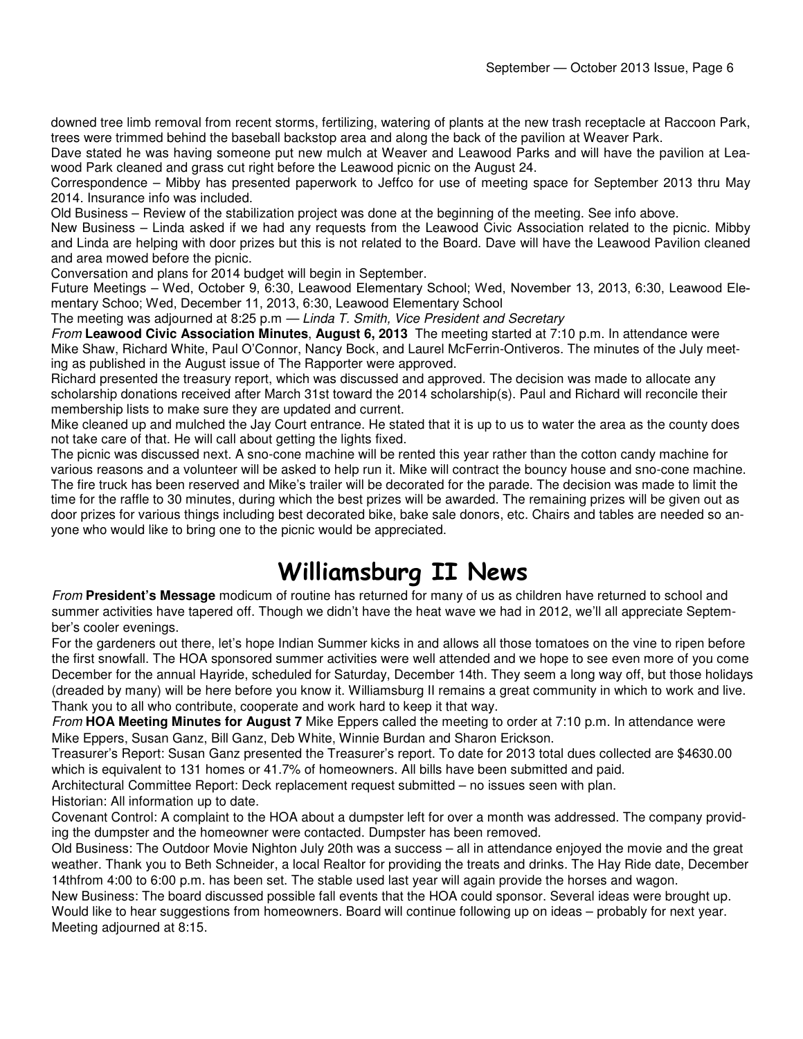downed tree limb removal from recent storms, fertilizing, watering of plants at the new trash receptacle at Raccoon Park, trees were trimmed behind the baseball backstop area and along the back of the pavilion at Weaver Park.

Dave stated he was having someone put new mulch at Weaver and Leawood Parks and will have the pavilion at Leawood Park cleaned and grass cut right before the Leawood picnic on the August 24.

Correspondence – Mibby has presented paperwork to Jeffco for use of meeting space for September 2013 thru May 2014. Insurance info was included.

Old Business – Review of the stabilization project was done at the beginning of the meeting. See info above.

New Business – Linda asked if we had any requests from the Leawood Civic Association related to the picnic. Mibby and Linda are helping with door prizes but this is not related to the Board. Dave will have the Leawood Pavilion cleaned and area mowed before the picnic.

Conversation and plans for 2014 budget will begin in September.

Future Meetings – Wed, October 9, 6:30, Leawood Elementary School; Wed, November 13, 2013, 6:30, Leawood Elementary Schoo; Wed, December 11, 2013, 6:30, Leawood Elementary School

The meeting was adjourned at 8:25 p.m — *Linda T. Smith, Vice President and Secretary*

*From* **Leawood Civic Association Minutes**, **August 6, 2013** The meeting started at 7:10 p.m. In attendance were Mike Shaw, Richard White, Paul O'Connor, Nancy Bock, and Laurel McFerrin-Ontiveros. The minutes of the July meeting as published in the August issue of The Rapporter were approved.

Richard presented the treasury report, which was discussed and approved. The decision was made to allocate any scholarship donations received after March 31st toward the 2014 scholarship(s). Paul and Richard will reconcile their membership lists to make sure they are updated and current.

Mike cleaned up and mulched the Jay Court entrance. He stated that it is up to us to water the area as the county does not take care of that. He will call about getting the lights fixed.

The picnic was discussed next. A sno-cone machine will be rented this year rather than the cotton candy machine for various reasons and a volunteer will be asked to help run it. Mike will contract the bouncy house and sno-cone machine. The fire truck has been reserved and Mike's trailer will be decorated for the parade. The decision was made to limit the time for the raffle to 30 minutes, during which the best prizes will be awarded. The remaining prizes will be given out as door prizes for various things including best decorated bike, bake sale donors, etc. Chairs and tables are needed so anyone who would like to bring one to the picnic would be appreciated.

# Williamsburg II News

*From* **President's Message** modicum of routine has returned for many of us as children have returned to school and summer activities have tapered off. Though we didn't have the heat wave we had in 2012, we'll all appreciate September's cooler evenings.

For the gardeners out there, let's hope Indian Summer kicks in and allows all those tomatoes on the vine to ripen before the first snowfall. The HOA sponsored summer activities were well attended and we hope to see even more of you come December for the annual Hayride, scheduled for Saturday, December 14th. They seem a long way off, but those holidays (dreaded by many) will be here before you know it. Williamsburg II remains a great community in which to work and live. Thank you to all who contribute, cooperate and work hard to keep it that way.

*From* **HOA Meeting Minutes for August 7** Mike Eppers called the meeting to order at 7:10 p.m. In attendance were Mike Eppers, Susan Ganz, Bill Ganz, Deb White, Winnie Burdan and Sharon Erickson.

Treasurer's Report: Susan Ganz presented the Treasurer's report. To date for 2013 total dues collected are $4630.00 which is equivalent to 131 homes or 41.7% of homeowners. All bills have been submitted and paid.

Architectural Committee Report: Deck replacement request submitted – no issues seen with plan.

Historian: All information up to date.

Covenant Control: A complaint to the HOA about a dumpster left for over a month was addressed. The company providing the dumpster and the homeowner were contacted. Dumpster has been removed.

Old Business: The Outdoor Movie Nighton July 20th was a success – all in attendance enjoyed the movie and the great weather. Thank you to Beth Schneider, a local Realtor for providing the treats and drinks. The Hay Ride date, December 14thfrom 4:00 to 6:00 p.m. has been set. The stable used last year will again provide the horses and wagon.

New Business: The board discussed possible fall events that the HOA could sponsor. Several ideas were brought up. Would like to hear suggestions from homeowners. Board will continue following up on ideas – probably for next year. Meeting adjourned at 8:15.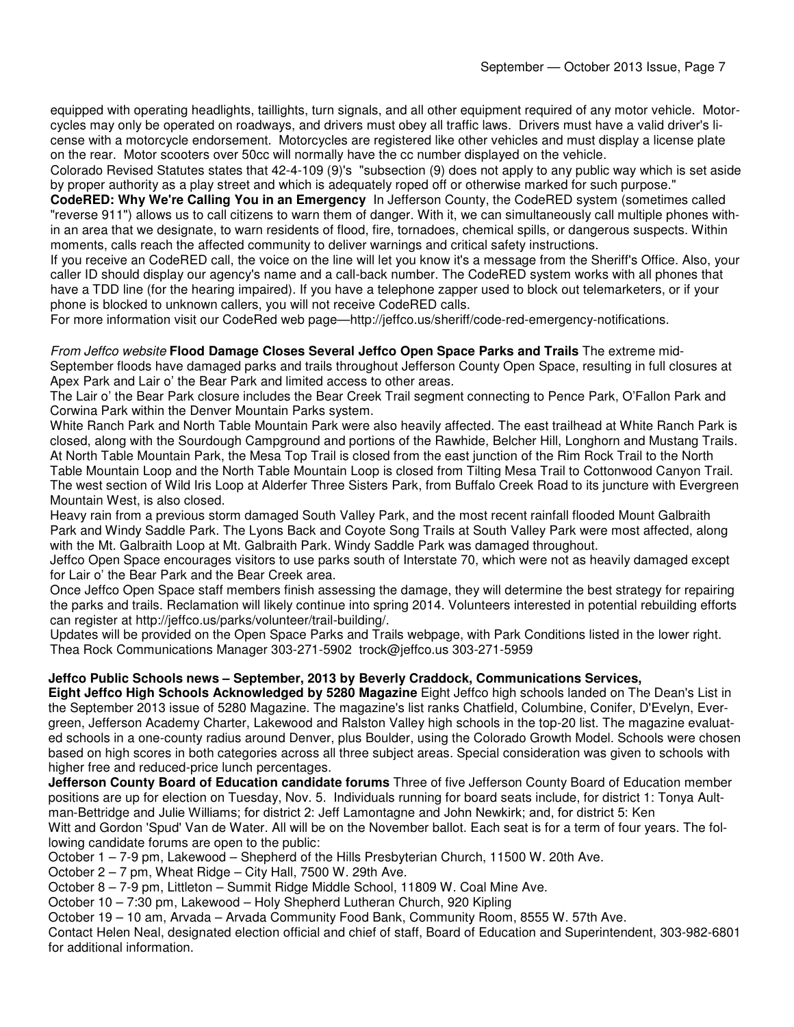equipped with operating headlights, taillights, turn signals, and all other equipment required of any motor vehicle. Motorcycles may only be operated on roadways, and drivers must obey all traffic laws. Drivers must have a valid driver's license with a motorcycle endorsement. Motorcycles are registered like other vehicles and must display a license plate on the rear. Motor scooters over 50cc will normally have the cc number displayed on the vehicle.

Colorado Revised Statutes states that 42-4-109 (9)'s "subsection (9) does not apply to any public way which is set aside by proper authority as a play street and which is adequately roped off or otherwise marked for such purpose."

**CodeRED: Why We're Calling You in an Emergency** In Jefferson County, the CodeRED system (sometimes called "reverse 911") allows us to call citizens to warn them of danger. With it, we can simultaneously call multiple phones within an area that we designate, to warn residents of flood, fire, tornadoes, chemical spills, or dangerous suspects. Within moments, calls reach the affected community to deliver warnings and critical safety instructions.

If you receive an CodeRED call, the voice on the line will let you know it's a message from the Sheriff's Office. Also, your caller ID should display our agency's name and a call-back number. The CodeRED system works with all phones that have a TDD line (for the hearing impaired). If you have a telephone zapper used to block out telemarketers, or if your phone is blocked to unknown callers, you will not receive CodeRED calls.

For more information visit our CodeRed web page—http://jeffco.us/sheriff/code-red-emergency-notifications.

*From Jeffco website* **Flood Damage Closes Several Jeffco Open Space Parks and Trails** The extreme mid-September floods have damaged parks and trails throughout Jefferson County Open Space, resulting in full closures at Apex Park and Lair o' the Bear Park and limited access to other areas.

The Lair o' the Bear Park closure includes the Bear Creek Trail segment connecting to Pence Park, O'Fallon Park and Corwina Park within the Denver Mountain Parks system.

White Ranch Park and North Table Mountain Park were also heavily affected. The east trailhead at White Ranch Park is closed, along with the Sourdough Campground and portions of the Rawhide, Belcher Hill, Longhorn and Mustang Trails. At North Table Mountain Park, the Mesa Top Trail is closed from the east junction of the Rim Rock Trail to the North Table Mountain Loop and the North Table Mountain Loop is closed from Tilting Mesa Trail to Cottonwood Canyon Trail. The west section of Wild Iris Loop at Alderfer Three Sisters Park, from Buffalo Creek Road to its juncture with Evergreen Mountain West, is also closed.

Heavy rain from a previous storm damaged South Valley Park, and the most recent rainfall flooded Mount Galbraith Park and Windy Saddle Park. The Lyons Back and Coyote Song Trails at South Valley Park were most affected, along with the Mt. Galbraith Loop at Mt. Galbraith Park. Windy Saddle Park was damaged throughout.

Jeffco Open Space encourages visitors to use parks south of Interstate 70, which were not as heavily damaged except for Lair o' the Bear Park and the Bear Creek area.

Once Jeffco Open Space staff members finish assessing the damage, they will determine the best strategy for repairing the parks and trails. Reclamation will likely continue into spring 2014. Volunteers interested in potential rebuilding efforts can register at http://jeffco.us/parks/volunteer/trail-building/.

Updates will be provided on the Open Space Parks and Trails webpage, with Park Conditions listed in the lower right.
Thea Rock Communications Manager 303-271-5902 trock@jeffco.us 303-271-5959

**Jeffco Public Schools news – September, 2013 by Beverly Craddock, Communications Services,**

**Eight Jeffco High Schools Acknowledged by 5280 Magazine** Eight Jeffco high schools landed on The Dean's List in the September 2013 issue of 5280 Magazine. The magazine's list ranks Chatfield, Columbine, Conifer, D'Evelyn, Evergreen, Jefferson Academy Charter, Lakewood and Ralston Valley high schools in the top-20 list. The magazine evaluated schools in a one-county radius around Denver, plus Boulder, using the Colorado Growth Model. Schools were chosen based on high scores in both categories across all three subject areas. Special consideration was given to schools with higher free and reduced-price lunch percentages.

**Jefferson County Board of Education candidate forums** Three of five Jefferson County Board of Education member positions are up for election on Tuesday, Nov. 5. Individuals running for board seats include, for district 1: Tonya Aultman-Bettridge and Julie Williams; for district 2: Jeff Lamontagne and John Newkirk; and, for district 5: Ken Witt and Gordon 'Spud' Van de Water. All will be on the November ballot. Each seat is for a term of four years. The following candidate forums are open to the public:

October 1 – 7-9 pm, Lakewood – Shepherd of the Hills Presbyterian Church, 11500 W. 20th Ave.
October 2 – 7 pm, Wheat Ridge – City Hall, 7500 W. 29th Ave.
October 8 – 7-9 pm, Littleton – Summit Ridge Middle School, 11809 W. Coal Mine Ave.
October 10 – 7:30 pm, Lakewood – Holy Shepherd Lutheran Church, 920 Kipling
October 19 – 10 am, Arvada – Arvada Community Food Bank, Community Room, 8555 W. 57th Ave.

Contact Helen Neal, designated election official and chief of staff, Board of Education and Superintendent, 303-982-6801 for additional information.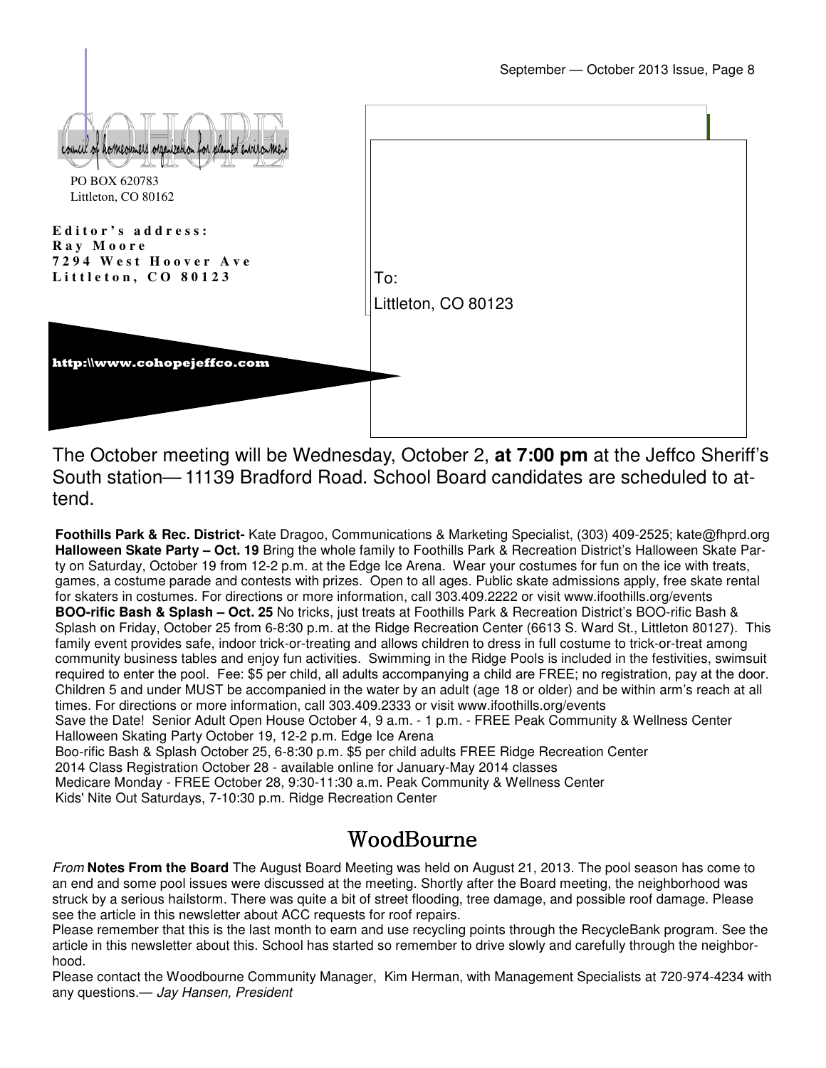COHOPE

council of homeowners organization for planned environment

PO BOX 620783
Littleton, CO 80162

**Editor's address:**
**Ray Moore**
**7294 West Hoover Ave**
**Littleton, CO 80123**

**http:\\www.cohopejeffco.com**

To:

Littleton, CO 80123

The October meeting will be Wednesday, October 2, **at 7:00 pm** at the Jeffco Sheriff's South station— 11139 Bradford Road. School Board candidates are scheduled to attend.

**Foothills Park & Rec. District-** Kate Dragoo, Communications & Marketing Specialist, (303) 409-2525; kate@fhprd.org

**Halloween Skate Party – Oct. 19** Bring the whole family to Foothills Park & Recreation District's Halloween Skate Party on Saturday, October 19 from 12-2 p.m. at the Edge Ice Arena. Wear your costumes for fun on the ice with treats, games, a costume parade and contests with prizes. Open to all ages. Public skate admissions apply, free skate rental for skaters in costumes. For directions or more information, call 303.409.2222 or visit www.ifoothills.org/events

**BOO-rific Bash & Splash – Oct. 25** No tricks, just treats at Foothills Park & Recreation District's BOO-rific Bash & Splash on Friday, October 25 from 6-8:30 p.m. at the Ridge Recreation Center (6613 S. Ward St., Littleton 80127). This family event provides safe, indoor trick-or-treating and allows children to dress in full costume to trick-or-treat among community business tables and enjoy fun activities. Swimming in the Ridge Pools is included in the festivities, swimsuit required to enter the pool. Fee: $5 per child, all adults accompanying a child are FREE; no registration, pay at the door. Children 5 and under MUST be accompanied in the water by an adult (age 18 or older) and be within arm's reach at all times. For directions or more information, call 303.409.2333 or visit www.ifoothills.org/events

Save the Date! Senior Adult Open House October 4, 9 a.m. - 1 p.m. - FREE Peak Community & Wellness Center
Halloween Skating Party October 19, 12-2 p.m. Edge Ice Arena
Boo-rific Bash & Splash October 25, 6-8:30 p.m. $5 per child adults FREE Ridge Recreation Center
2014 Class Registration October 28 - available online for January-May 2014 classes
Medicare Monday - FREE October 28, 9:30-11:30 a.m. Peak Community & Wellness Center
Kids' Nite Out Saturdays, 7-10:30 p.m. Ridge Recreation Center

## WoodBourne

*From* **Notes From the Board** The August Board Meeting was held on August 21, 2013. The pool season has come to an end and some pool issues were discussed at the meeting. Shortly after the Board meeting, the neighborhood was struck by a serious hailstorm. There was quite a bit of street flooding, tree damage, and possible roof damage. Please see the article in this newsletter about ACC requests for roof repairs.

Please remember that this is the last month to earn and use recycling points through the RecycleBank program. See the article in this newsletter about this. School has started so remember to drive slowly and carefully through the neighborhood.

Please contact the Woodbourne Community Manager, Kim Herman, with Management Specialists at 720-974-4234 with any questions.— *Jay Hansen, President*